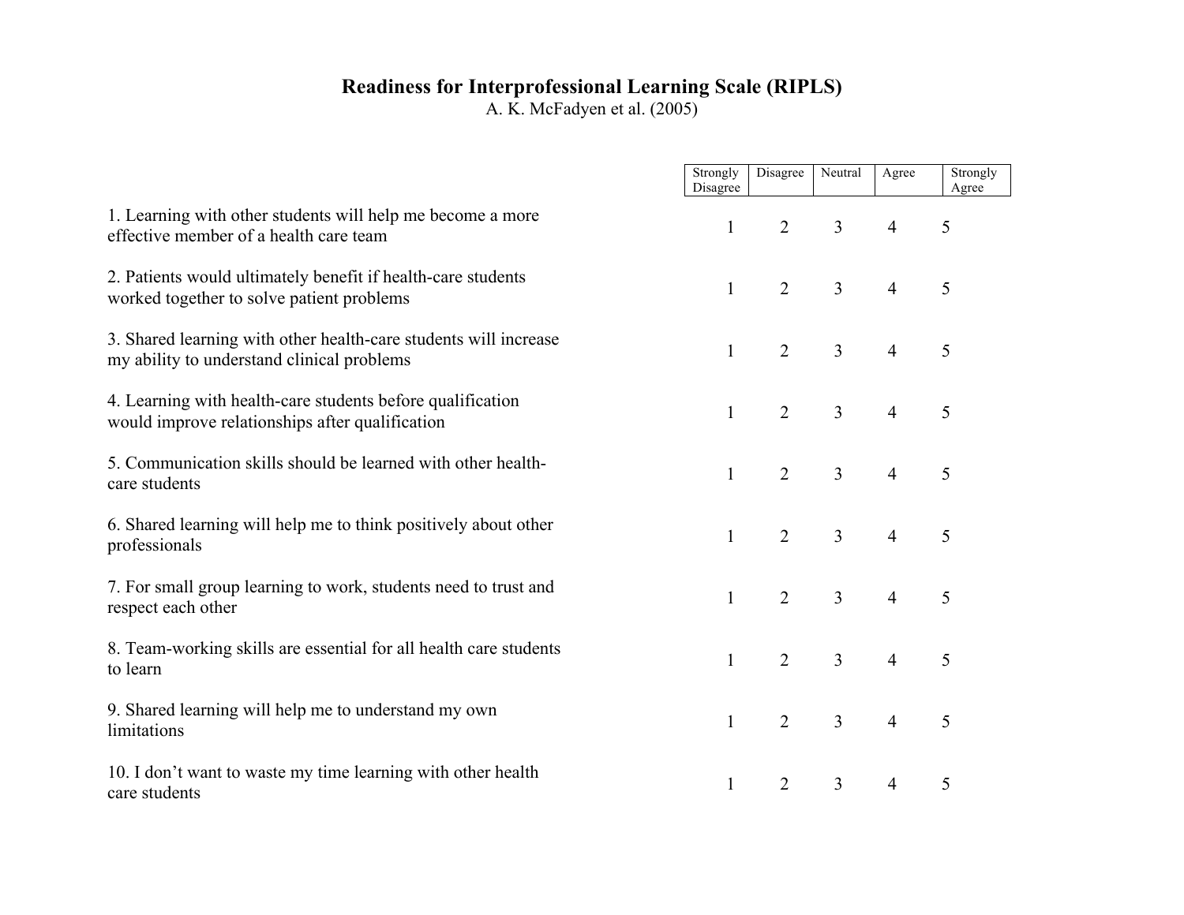# Readiness for Interprofessional Learning Scale (RIPLS)

A. K. McFadyen et al. (2005)

| | Strongly Disagree | Disagree | Neutral | Agree | Strongly Agree |
|---|---|---|---|---|---|
| 1. Learning with other students will help me become a more effective member of a health care team | 1 | 2 | 3 | 4 | 5 |
| 2. Patients would ultimately benefit if health-care students worked together to solve patient problems | 1 | 2 | 3 | 4 | 5 |
| 3. Shared learning with other health-care students will increase my ability to understand clinical problems | 1 | 2 | 3 | 4 | 5 |
| 4. Learning with health-care students before qualification would improve relationships after qualification | 1 | 2 | 3 | 4 | 5 |
| 5. Communication skills should be learned with other health-care students | 1 | 2 | 3 | 4 | 5 |
| 6. Shared learning will help me to think positively about other professionals | 1 | 2 | 3 | 4 | 5 |
| 7. For small group learning to work, students need to trust and respect each other | 1 | 2 | 3 | 4 | 5 |
| 8. Team-working skills are essential for all health care students to learn | 1 | 2 | 3 | 4 | 5 |
| 9. Shared learning will help me to understand my own limitations | 1 | 2 | 3 | 4 | 5 |
| 10. I don't want to waste my time learning with other health care students | 1 | 2 | 3 | 4 | 5 |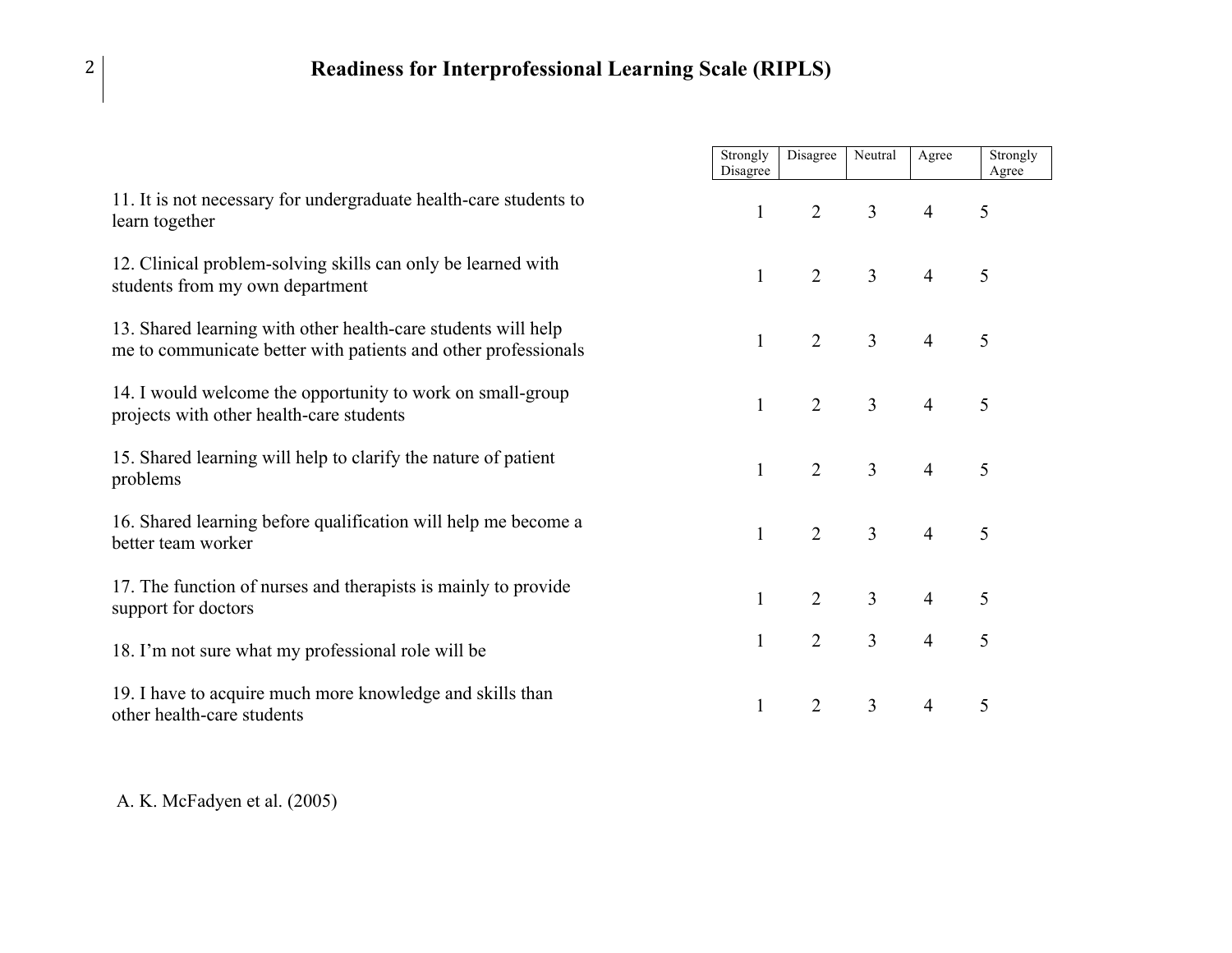# Readiness for Interprofessional Learning Scale (RIPLS)

| | Strongly Disagree | Disagree | Neutral | Agree | Strongly Agree |
|---|---|---|---|---|---|
| 11. It is not necessary for undergraduate health-care students to learn together | 1 | 2 | 3 | 4 | 5 |
| 12. Clinical problem-solving skills can only be learned with students from my own department | 1 | 2 | 3 | 4 | 5 |
| 13. Shared learning with other health-care students will help me to communicate better with patients and other professionals | 1 | 2 | 3 | 4 | 5 |
| 14. I would welcome the opportunity to work on small-group projects with other health-care students | 1 | 2 | 3 | 4 | 5 |
| 15. Shared learning will help to clarify the nature of patient problems | 1 | 2 | 3 | 4 | 5 |
| 16. Shared learning before qualification will help me become a better team worker | 1 | 2 | 3 | 4 | 5 |
| 17. The function of nurses and therapists is mainly to provide support for doctors | 1 | 2 | 3 | 4 | 5 |
| 18. I'm not sure what my professional role will be | 1 | 2 | 3 | 4 | 5 |
| 19. I have to acquire much more knowledge and skills than other health-care students | 1 | 2 | 3 | 4 | 5 |

A. K. McFadyen et al. (2005)